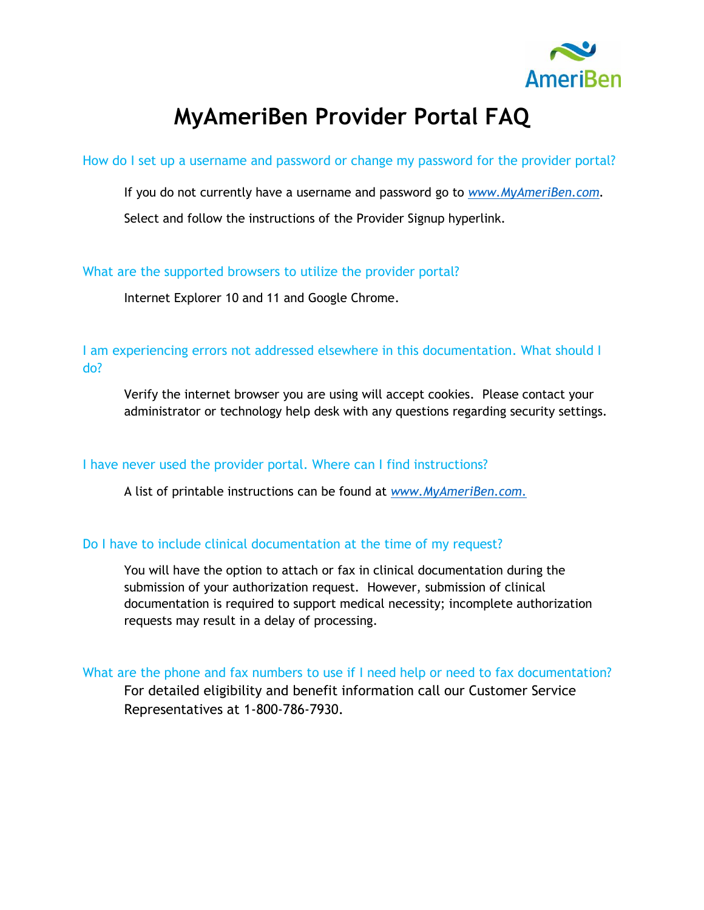# MyAmeriBen Provider Portal FAQ

## How do I set up a username and password or change my password for the provider portal?

If you do not currently have a username and password go to *www.MyAmeriBen.com*.

Select and follow the instructions of the Provider Signup hyperlink.

## What are the supported browsers to utilize the provider portal?

Internet Explorer 10 and 11 and Google Chrome.

## I am experiencing errors not addressed elsewhere in this documentation. What should I do?

Verify the internet browser you are using will accept cookies. Please contact your administrator or technology help desk with any questions regarding security settings.

## I have never used the provider portal. Where can I find instructions?

A list of printable instructions can be found at *www.MyAmeriBen.com.*

## Do I have to include clinical documentation at the time of my request?

You will have the option to attach or fax in clinical documentation during the submission of your authorization request. However, submission of clinical documentation is required to support medical necessity; incomplete authorization requests may result in a delay of processing.

## What are the phone and fax numbers to use if I need help or need to fax documentation?

For detailed eligibility and benefit information call our Customer Service Representatives at 1-800-786-7930.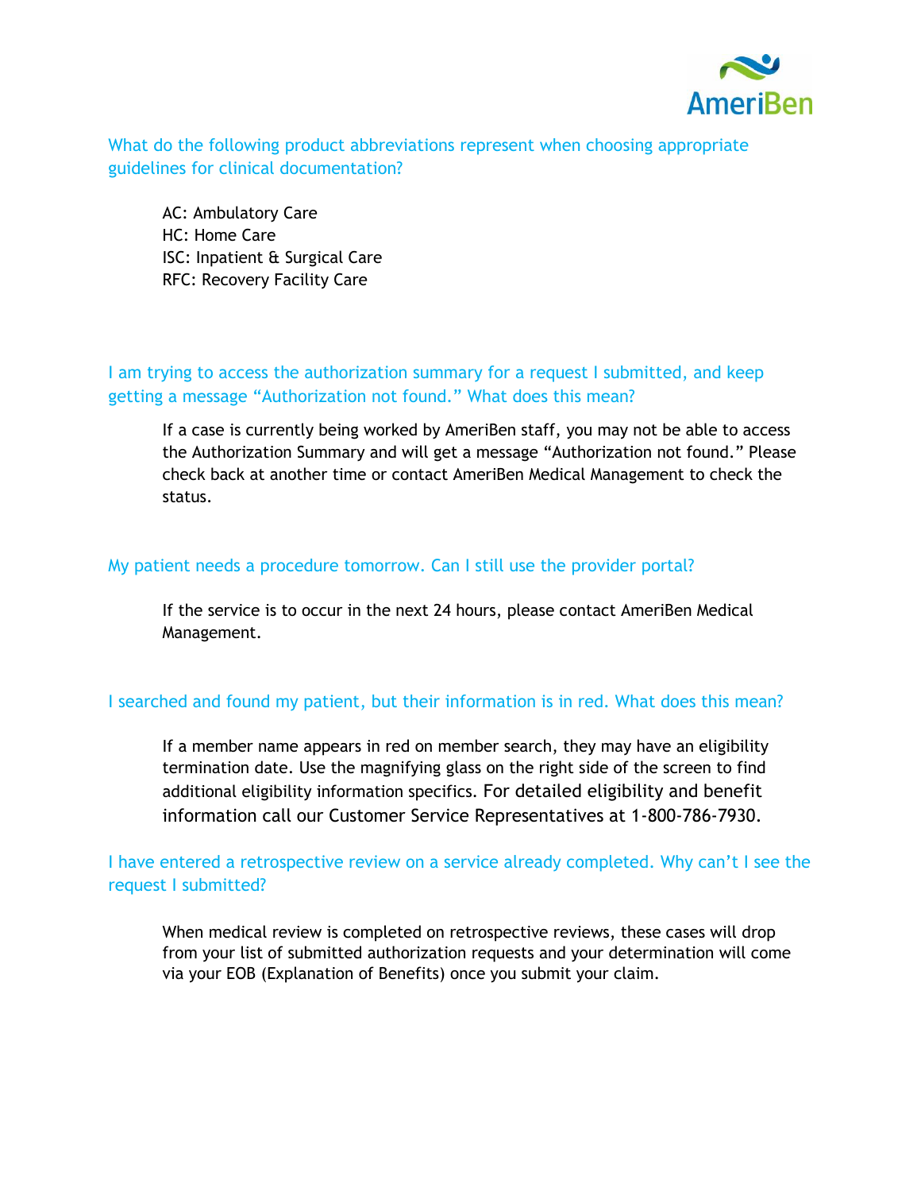### What do the following product abbreviations represent when choosing appropriate guidelines for clinical documentation?

AC: Ambulatory Care
HC: Home Care
ISC: Inpatient & Surgical Care
RFC: Recovery Facility Care

### I am trying to access the authorization summary for a request I submitted, and keep getting a message "Authorization not found." What does this mean?

If a case is currently being worked by AmeriBen staff, you may not be able to access the Authorization Summary and will get a message "Authorization not found." Please check back at another time or contact AmeriBen Medical Management to check the status.

### My patient needs a procedure tomorrow. Can I still use the provider portal?

If the service is to occur in the next 24 hours, please contact AmeriBen Medical Management.

### I searched and found my patient, but their information is in red. What does this mean?

If a member name appears in red on member search, they may have an eligibility termination date. Use the magnifying glass on the right side of the screen to find additional eligibility information specifics. For detailed eligibility and benefit information call our Customer Service Representatives at 1-800-786-7930.

### I have entered a retrospective review on a service already completed. Why can't I see the request I submitted?

When medical review is completed on retrospective reviews, these cases will drop from your list of submitted authorization requests and your determination will come via your EOB (Explanation of Benefits) once you submit your claim.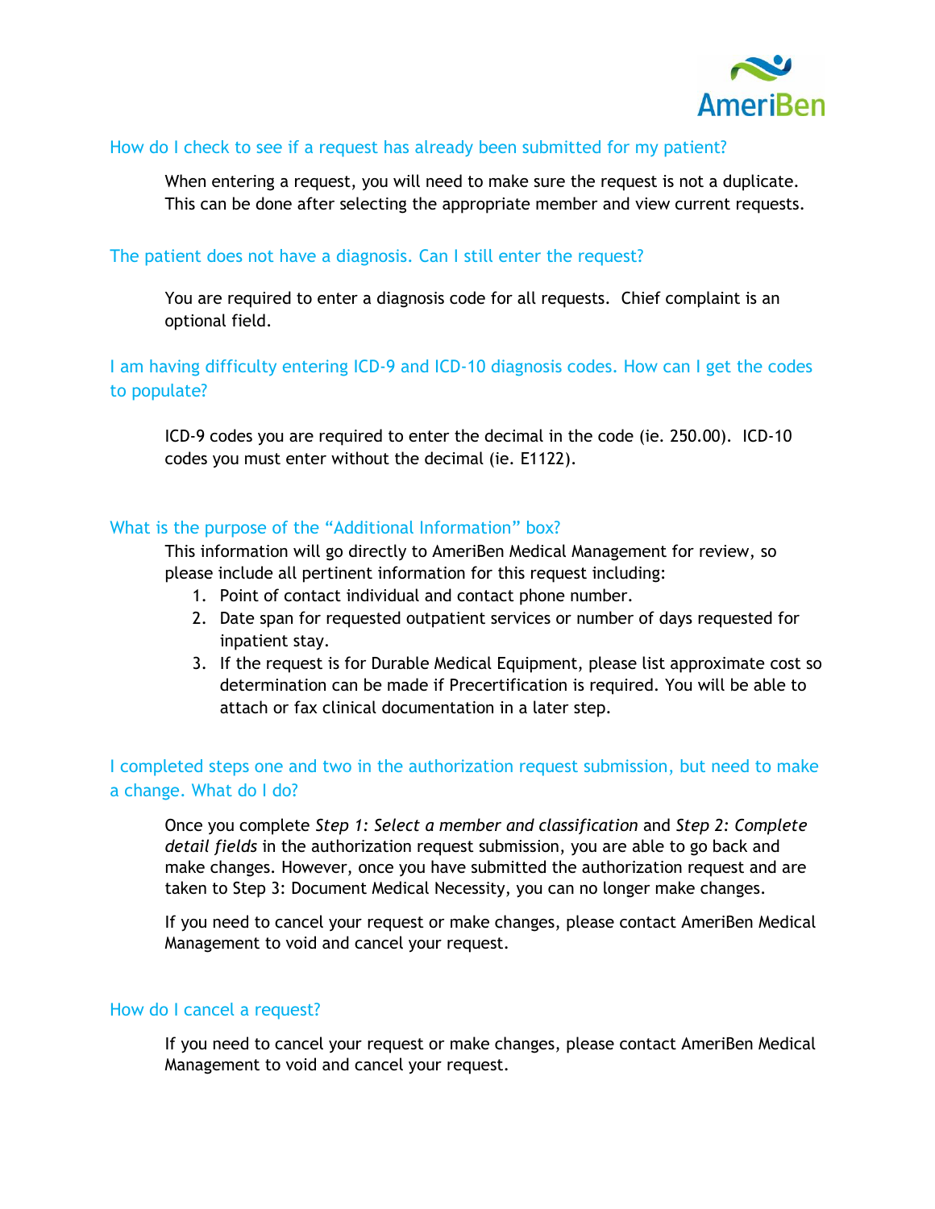## How do I check to see if a request has already been submitted for my patient?

When entering a request, you will need to make sure the request is not a duplicate. This can be done after selecting the appropriate member and view current requests.

## The patient does not have a diagnosis. Can I still enter the request?

You are required to enter a diagnosis code for all requests. Chief complaint is an optional field.

## I am having difficulty entering ICD-9 and ICD-10 diagnosis codes. How can I get the codes to populate?

ICD-9 codes you are required to enter the decimal in the code (ie. 250.00). ICD-10 codes you must enter without the decimal (ie. E1122).

## What is the purpose of the "Additional Information" box?

This information will go directly to AmeriBen Medical Management for review, so please include all pertinent information for this request including:

1. Point of contact individual and contact phone number.
2. Date span for requested outpatient services or number of days requested for inpatient stay.
3. If the request is for Durable Medical Equipment, please list approximate cost so determination can be made if Precertification is required. You will be able to attach or fax clinical documentation in a later step.

## I completed steps one and two in the authorization request submission, but need to make a change. What do I do?

Once you complete *Step 1: Select a member and classification* and *Step 2: Complete detail fields* in the authorization request submission, you are able to go back and make changes. However, once you have submitted the authorization request and are taken to Step 3: Document Medical Necessity, you can no longer make changes.

If you need to cancel your request or make changes, please contact AmeriBen Medical Management to void and cancel your request.

## How do I cancel a request?

If you need to cancel your request or make changes, please contact AmeriBen Medical Management to void and cancel your request.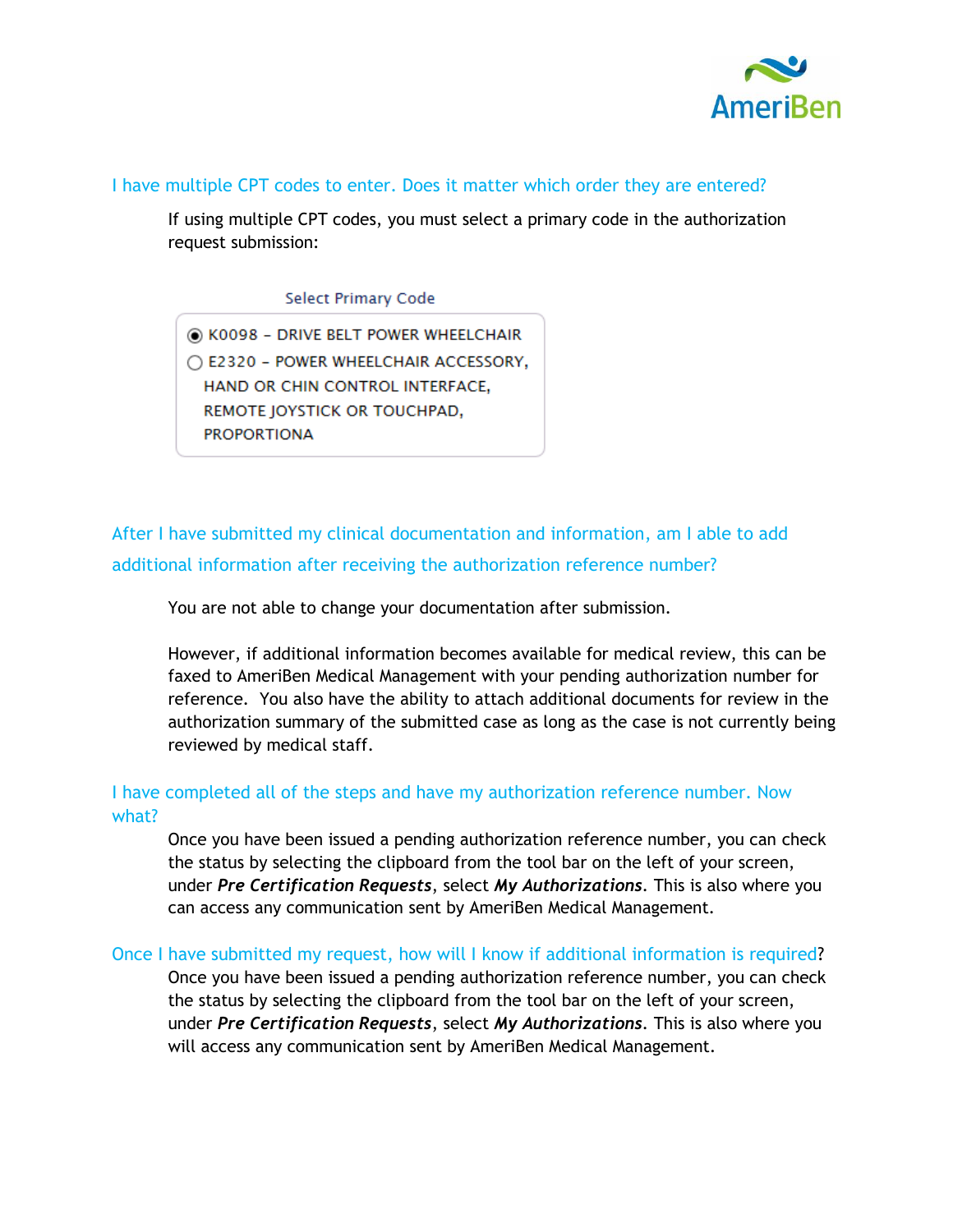### I have multiple CPT codes to enter. Does it matter which order they are entered?

If using multiple CPT codes, you must select a primary code in the authorization request submission:

Select Primary Code

- (●) K0098 – DRIVE BELT POWER WHEELCHAIR
- ( ) E2320 – POWER WHEELCHAIR ACCESSORY, HAND OR CHIN CONTROL INTERFACE, REMOTE JOYSTICK OR TOUCHPAD, PROPORTIONA

### After I have submitted my clinical documentation and information, am I able to add additional information after receiving the authorization reference number?

You are not able to change your documentation after submission.

However, if additional information becomes available for medical review, this can be faxed to AmeriBen Medical Management with your pending authorization number for reference. You also have the ability to attach additional documents for review in the authorization summary of the submitted case as long as the case is not currently being reviewed by medical staff.

### I have completed all of the steps and have my authorization reference number. Now what?

Once you have been issued a pending authorization reference number, you can check the status by selecting the clipboard from the tool bar on the left of your screen, under ***Pre Certification Requests***, select ***My Authorizations***. This is also where you can access any communication sent by AmeriBen Medical Management.

### Once I have submitted my request, how will I know if additional information is required?

Once you have been issued a pending authorization reference number, you can check the status by selecting the clipboard from the tool bar on the left of your screen, under ***Pre Certification Requests***, select ***My Authorizations***. This is also where you will access any communication sent by AmeriBen Medical Management.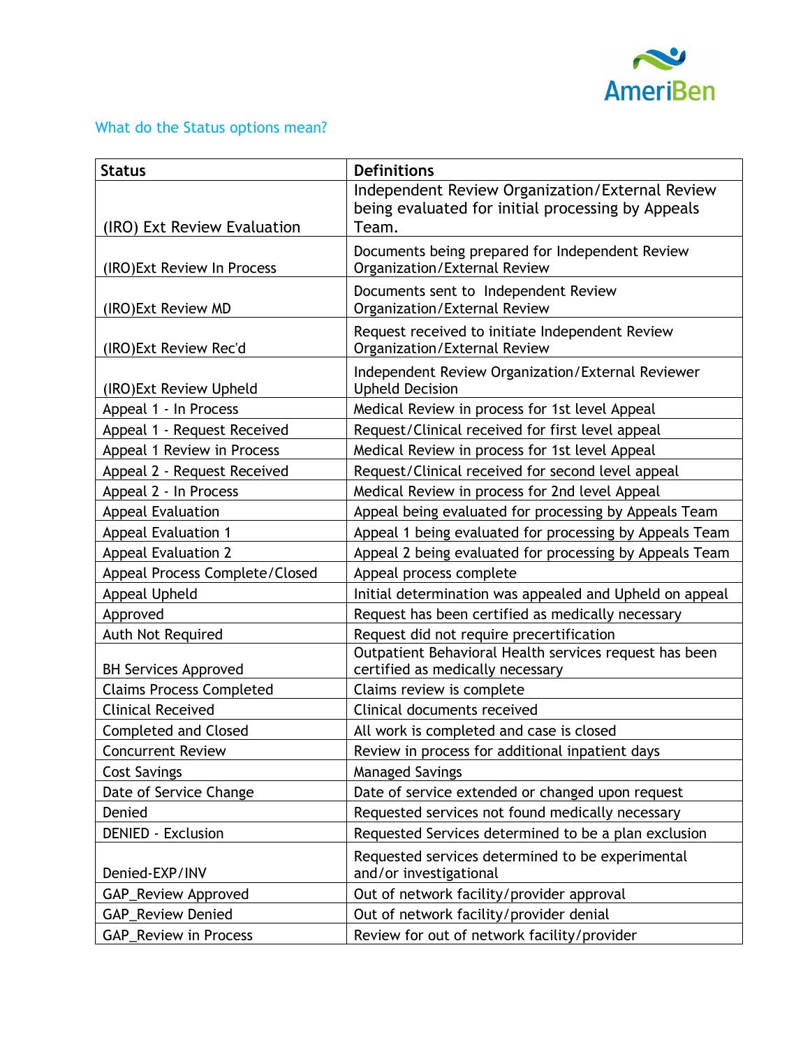## What do the Status options mean?

| Status | Definitions |
|---|---|
| (IRO) Ext Review Evaluation | Independent Review Organization/External Review being evaluated for initial processing by Appeals Team. |
| (IRO)Ext Review In Process | Documents being prepared for Independent Review Organization/External Review |
| (IRO)Ext Review MD | Documents sent to Independent Review Organization/External Review |
| (IRO)Ext Review Rec'd | Request received to initiate Independent Review Organization/External Review |
| (IRO)Ext Review Upheld | Independent Review Organization/External Reviewer Upheld Decision |
| Appeal 1 - In Process | Medical Review in process for 1st level Appeal |
| Appeal 1 - Request Received | Request/Clinical received for first level appeal |
| Appeal 1 Review in Process | Medical Review in process for 1st level Appeal |
| Appeal 2 - Request Received | Request/Clinical received for second level appeal |
| Appeal 2 - In Process | Medical Review in process for 2nd level Appeal |
| Appeal Evaluation | Appeal being evaluated for processing by Appeals Team |
| Appeal Evaluation 1 | Appeal 1 being evaluated for processing by Appeals Team |
| Appeal Evaluation 2 | Appeal 2 being evaluated for processing by Appeals Team |
| Appeal Process Complete/Closed | Appeal process complete |
| Appeal Upheld | Initial determination was appealed and Upheld on appeal |
| Approved | Request has been certified as medically necessary |
| Auth Not Required | Request did not require precertification |
| BH Services Approved | Outpatient Behavioral Health services request has been certified as medically necessary |
| Claims Process Completed | Claims review is complete |
| Clinical Received | Clinical documents received |
| Completed and Closed | All work is completed and case is closed |
| Concurrent Review | Review in process for additional inpatient days |
| Cost Savings | Managed Savings |
| Date of Service Change | Date of service extended or changed upon request |
| Denied | Requested services not found medically necessary |
| DENIED - Exclusion | Requested Services determined to be a plan exclusion |
| Denied-EXP/INV | Requested services determined to be experimental and/or investigational |
| GAP_Review Approved | Out of network facility/provider approval |
| GAP_Review Denied | Out of network facility/provider denial |
| GAP_Review in Process | Review for out of network facility/provider |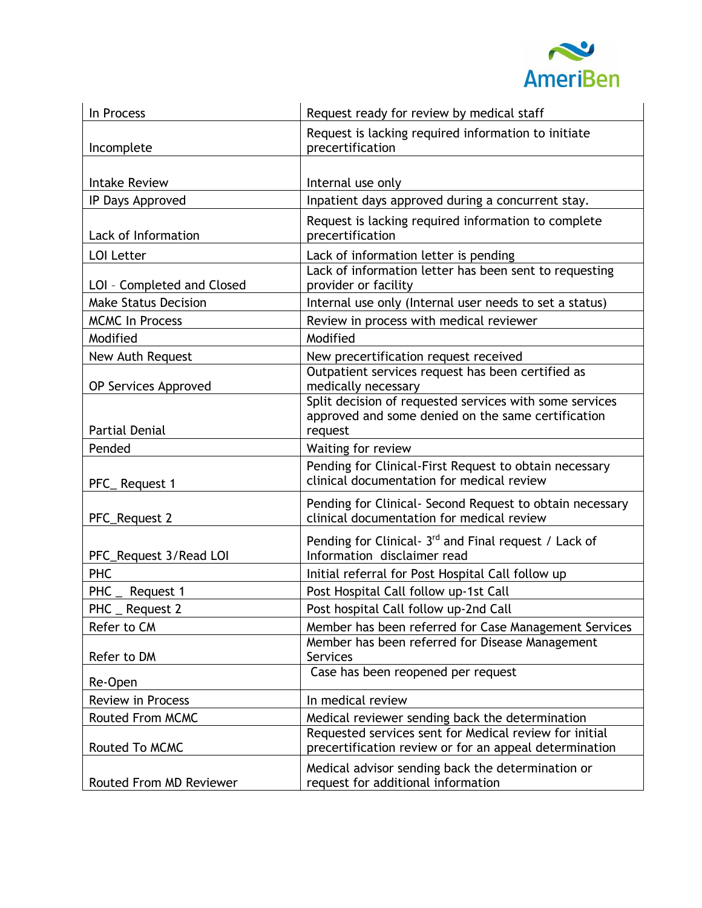| | |
|---|---|
| In Process | Request ready for review by medical staff |
| Incomplete | Request is lacking required information to initiate precertification |
| Intake Review | Internal use only |
| IP Days Approved | Inpatient days approved during a concurrent stay. |
| Lack of Information | Request is lacking required information to complete precertification |
| LOI Letter | Lack of information letter is pending |
| LOI – Completed and Closed | Lack of information letter has been sent to requesting provider or facility |
| Make Status Decision | Internal use only (Internal user needs to set a status) |
| MCMC In Process | Review in process with medical reviewer |
| Modified | Modified |
| New Auth Request | New precertification request received |
| OP Services Approved | Outpatient services request has been certified as medically necessary |
| Partial Denial | Split decision of requested services with some services approved and some denied on the same certification request |
| Pended | Waiting for review |
| PFC_ Request 1 | Pending for Clinical-First Request to obtain necessary clinical documentation for medical review |
| PFC_Request 2 | Pending for Clinical- Second Request to obtain necessary clinical documentation for medical review |
| PFC_Request 3/Read LOI | Pending for Clinical- 3rd and Final request / Lack of Information disclaimer read |
| PHC | Initial referral for Post Hospital Call follow up |
| PHC _ Request 1 | Post Hospital Call follow up-1st Call |
| PHC _ Request 2 | Post hospital Call follow up-2nd Call |
| Refer to CM | Member has been referred for Case Management Services |
| Refer to DM | Member has been referred for Disease Management Services |
| Re-Open | Case has been reopened per request |
| Review in Process | In medical review |
| Routed From MCMC | Medical reviewer sending back the determination |
| Routed To MCMC | Requested services sent for Medical review for initial precertification review or for an appeal determination |
| Routed From MD Reviewer | Medical advisor sending back the determination or request for additional information |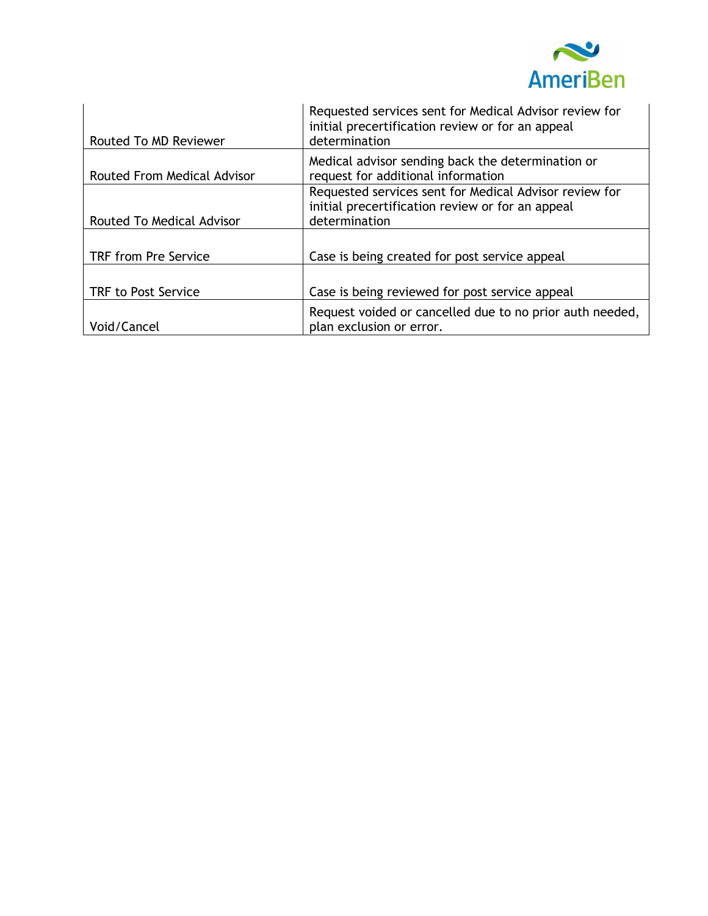| | |
|---|---|
| Routed To MD Reviewer | Requested services sent for Medical Advisor review for initial precertification review or for an appeal determination |
| Routed From Medical Advisor | Medical advisor sending back the determination or request for additional information |
| Routed To Medical Advisor | Requested services sent for Medical Advisor review for initial precertification review or for an appeal determination |
| TRF from Pre Service | Case is being created for post service appeal |
| TRF to Post Service | Case is being reviewed for post service appeal |
| Void/Cancel | Request voided or cancelled due to no prior auth needed, plan exclusion or error. |